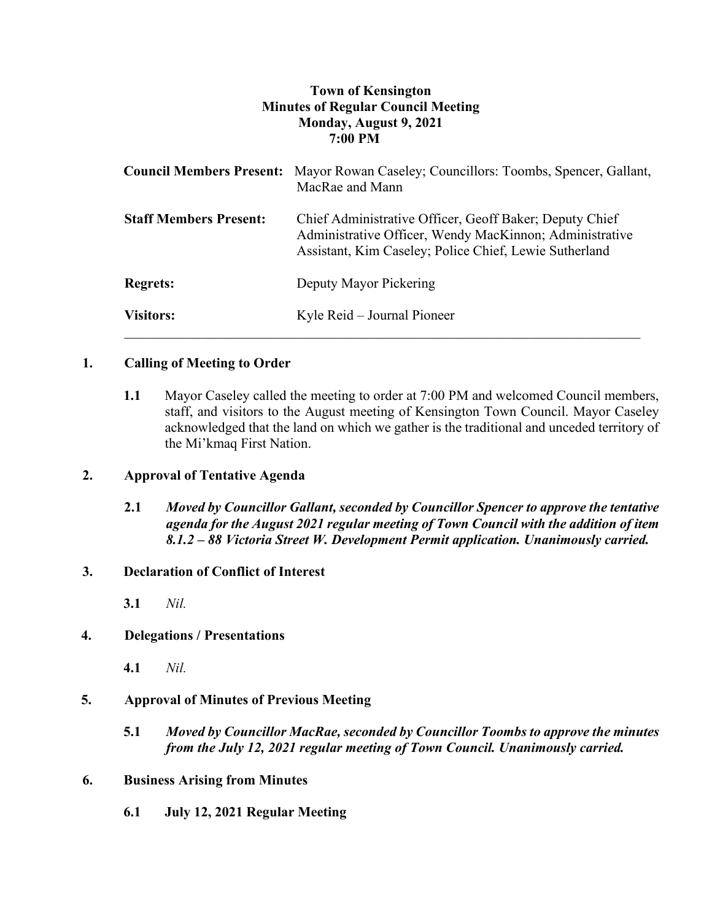**Town of Kensington**
**Minutes of Regular Council Meeting**
**Monday, August 9, 2021**
**7:00 PM**

| | |
|---|---|
| **Council Members Present:** | Mayor Rowan Caseley; Councillors: Toombs, Spencer, Gallant, MacRae and Mann |
| **Staff Members Present:** | Chief Administrative Officer, Geoff Baker; Deputy Chief Administrative Officer, Wendy MacKinnon; Administrative Assistant, Kim Caseley; Police Chief, Lewie Sutherland |
| **Regrets:** | Deputy Mayor Pickering |
| **Visitors:** | Kyle Reid – Journal Pioneer |

---

## 1. Calling of Meeting to Order

**1.1** Mayor Caseley called the meeting to order at 7:00 PM and welcomed Council members, staff, and visitors to the August meeting of Kensington Town Council. Mayor Caseley acknowledged that the land on which we gather is the traditional and unceded territory of the Mi'kmaq First Nation.

## 2. Approval of Tentative Agenda

**2.1** ***Moved by Councillor Gallant, seconded by Councillor Spencer to approve the tentative agenda for the August 2021 regular meeting of Town Council with the addition of item 8.1.2 – 88 Victoria Street W. Development Permit application. Unanimously carried.***

## 3. Declaration of Conflict of Interest

**3.1** *Nil.*

## 4. Delegations / Presentations

**4.1** *Nil.*

## 5. Approval of Minutes of Previous Meeting

**5.1** ***Moved by Councillor MacRae, seconded by Councillor Toombs to approve the minutes from the July 12, 2021 regular meeting of Town Council. Unanimously carried.***

## 6. Business Arising from Minutes

**6.1 July 12, 2021 Regular Meeting**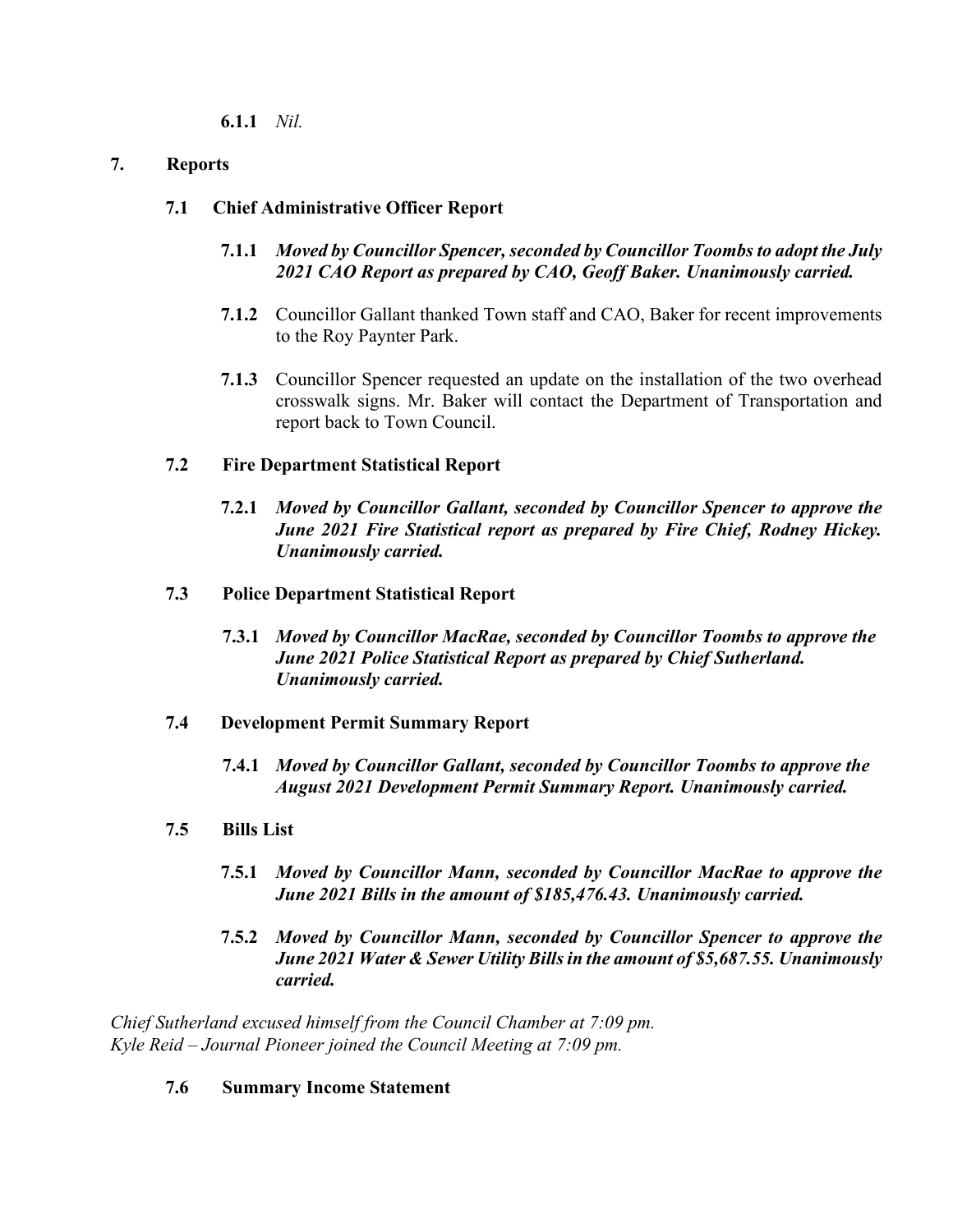**6.1.1** *Nil.*

## 7. Reports

### 7.1 Chief Administrative Officer Report

**7.1.1** ***Moved by Councillor Spencer, seconded by Councillor Toombs to adopt the July 2021 CAO Report as prepared by CAO, Geoff Baker. Unanimously carried.***

**7.1.2** Councillor Gallant thanked Town staff and CAO, Baker for recent improvements to the Roy Paynter Park.

**7.1.3** Councillor Spencer requested an update on the installation of the two overhead crosswalk signs. Mr. Baker will contact the Department of Transportation and report back to Town Council.

### 7.2 Fire Department Statistical Report

**7.2.1** ***Moved by Councillor Gallant, seconded by Councillor Spencer to approve the June 2021 Fire Statistical report as prepared by Fire Chief, Rodney Hickey. Unanimously carried.***

### 7.3 Police Department Statistical Report

**7.3.1** ***Moved by Councillor MacRae, seconded by Councillor Toombs to approve the June 2021 Police Statistical Report as prepared by Chief Sutherland. Unanimously carried.***

### 7.4 Development Permit Summary Report

**7.4.1** ***Moved by Councillor Gallant, seconded by Councillor Toombs to approve the August 2021 Development Permit Summary Report. Unanimously carried.***

### 7.5 Bills List

**7.5.1** ***Moved by Councillor Mann, seconded by Councillor MacRae to approve the June 2021 Bills in the amount of $185,476.43. Unanimously carried.***

**7.5.2** ***Moved by Councillor Mann, seconded by Councillor Spencer to approve the June 2021 Water & Sewer Utility Bills in the amount of $5,687.55. Unanimously carried.***

*Chief Sutherland excused himself from the Council Chamber at 7:09 pm.*
*Kyle Reid – Journal Pioneer joined the Council Meeting at 7:09 pm.*

### 7.6 Summary Income Statement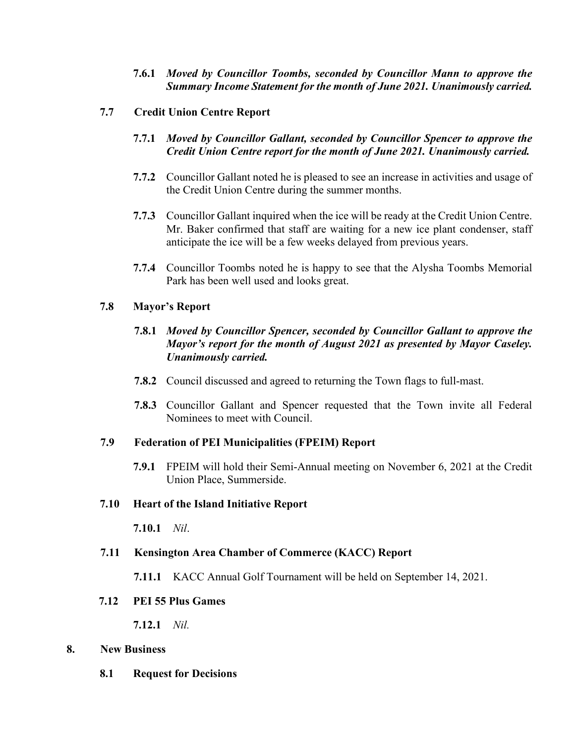**7.6.1** ***Moved by Councillor Toombs, seconded by Councillor Mann to approve the Summary Income Statement for the month of June 2021. Unanimously carried.***

### 7.7 Credit Union Centre Report

**7.7.1** ***Moved by Councillor Gallant, seconded by Councillor Spencer to approve the Credit Union Centre report for the month of June 2021. Unanimously carried.***

**7.7.2** Councillor Gallant noted he is pleased to see an increase in activities and usage of the Credit Union Centre during the summer months.

**7.7.3** Councillor Gallant inquired when the ice will be ready at the Credit Union Centre. Mr. Baker confirmed that staff are waiting for a new ice plant condenser, staff anticipate the ice will be a few weeks delayed from previous years.

**7.7.4** Councillor Toombs noted he is happy to see that the Alysha Toombs Memorial Park has been well used and looks great.

### 7.8 Mayor's Report

**7.8.1** ***Moved by Councillor Spencer, seconded by Councillor Gallant to approve the Mayor's report for the month of August 2021 as presented by Mayor Caseley. Unanimously carried.***

**7.8.2** Council discussed and agreed to returning the Town flags to full-mast.

**7.8.3** Councillor Gallant and Spencer requested that the Town invite all Federal Nominees to meet with Council.

### 7.9 Federation of PEI Municipalities (FPEIM) Report

**7.9.1** FPEIM will hold their Semi-Annual meeting on November 6, 2021 at the Credit Union Place, Summerside.

### 7.10 Heart of the Island Initiative Report

**7.10.1** *Nil*.

### 7.11 Kensington Area Chamber of Commerce (KACC) Report

**7.11.1** KACC Annual Golf Tournament will be held on September 14, 2021.

### 7.12 PEI 55 Plus Games

**7.12.1** *Nil.*

## 8. New Business

### 8.1 Request for Decisions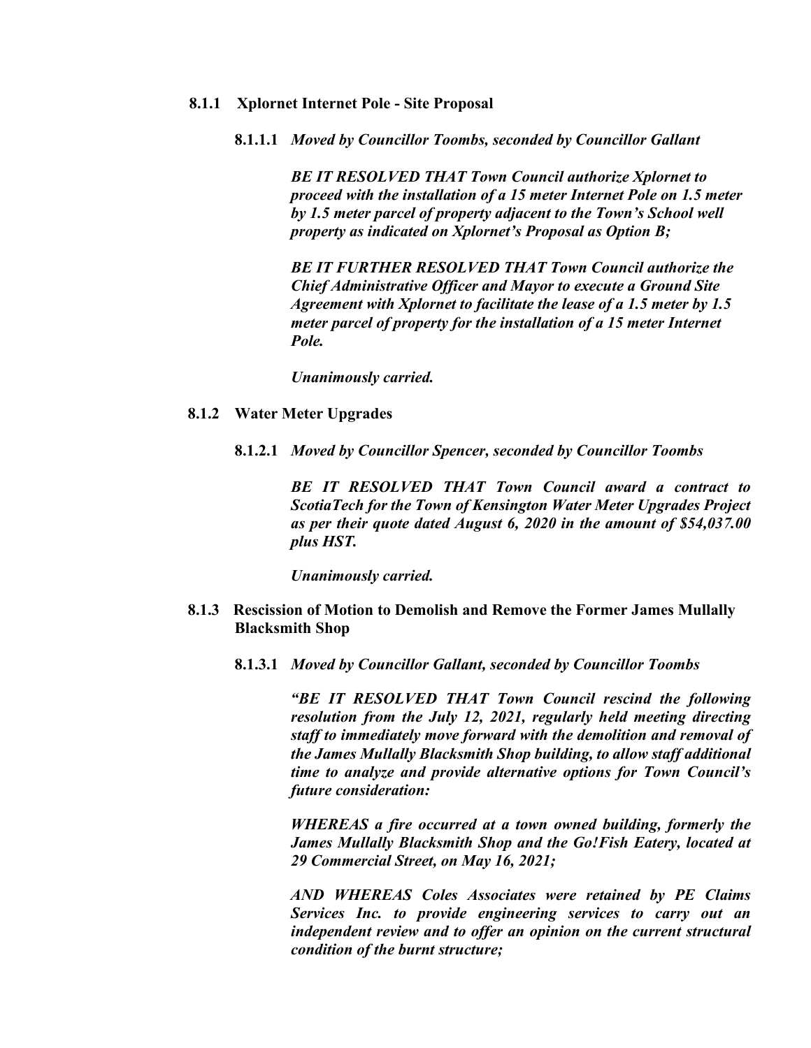**8.1.1 Xplornet Internet Pole - Site Proposal**

**8.1.1.1** ***Moved by Councillor Toombs, seconded by Councillor Gallant***

***BE IT RESOLVED THAT Town Council authorize Xplornet to proceed with the installation of a 15 meter Internet Pole on 1.5 meter by 1.5 meter parcel of property adjacent to the Town's School well property as indicated on Xplornet's Proposal as Option B;***

***BE IT FURTHER RESOLVED THAT Town Council authorize the Chief Administrative Officer and Mayor to execute a Ground Site Agreement with Xplornet to facilitate the lease of a 1.5 meter by 1.5 meter parcel of property for the installation of a 15 meter Internet Pole.***

***Unanimously carried.***

**8.1.2 Water Meter Upgrades**

**8.1.2.1** ***Moved by Councillor Spencer, seconded by Councillor Toombs***

***BE IT RESOLVED THAT Town Council award a contract to ScotiaTech for the Town of Kensington Water Meter Upgrades Project as per their quote dated August 6, 2020 in the amount of $54,037.00 plus HST.***

***Unanimously carried.***

**8.1.3 Rescission of Motion to Demolish and Remove the Former James Mullally Blacksmith Shop**

**8.1.3.1** ***Moved by Councillor Gallant, seconded by Councillor Toombs***

***"BE IT RESOLVED THAT Town Council rescind the following resolution from the July 12, 2021, regularly held meeting directing staff to immediately move forward with the demolition and removal of the James Mullally Blacksmith Shop building, to allow staff additional time to analyze and provide alternative options for Town Council's future consideration:***

***WHEREAS a fire occurred at a town owned building, formerly the James Mullally Blacksmith Shop and the Go!Fish Eatery, located at 29 Commercial Street, on May 16, 2021;***

***AND WHEREAS Coles Associates were retained by PE Claims Services Inc. to provide engineering services to carry out an independent review and to offer an opinion on the current structural condition of the burnt structure;***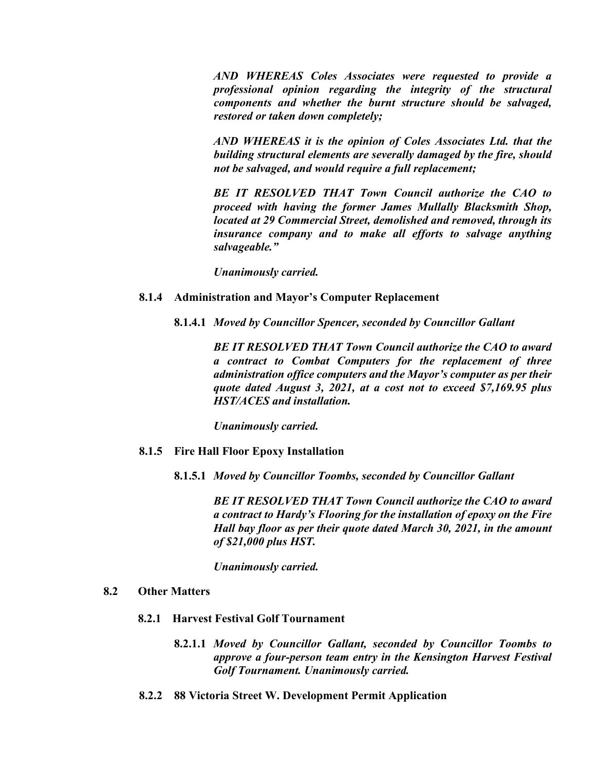***AND WHEREAS Coles Associates were requested to provide a professional opinion regarding the integrity of the structural components and whether the burnt structure should be salvaged, restored or taken down completely;***

***AND WHEREAS it is the opinion of Coles Associates Ltd. that the building structural elements are severally damaged by the fire, should not be salvaged, and would require a full replacement;***

***BE IT RESOLVED THAT Town Council authorize the CAO to proceed with having the former James Mullally Blacksmith Shop, located at 29 Commercial Street, demolished and removed, through its insurance company and to make all efforts to salvage anything salvageable."***

***Unanimously carried.***

**8.1.4 Administration and Mayor's Computer Replacement**

**8.1.4.1** ***Moved by Councillor Spencer, seconded by Councillor Gallant***

***BE IT RESOLVED THAT Town Council authorize the CAO to award a contract to Combat Computers for the replacement of three administration office computers and the Mayor's computer as per their quote dated August 3, 2021, at a cost not to exceed $7,169.95 plus HST/ACES and installation.***

***Unanimously carried.***

**8.1.5 Fire Hall Floor Epoxy Installation**

**8.1.5.1** ***Moved by Councillor Toombs, seconded by Councillor Gallant***

***BE IT RESOLVED THAT Town Council authorize the CAO to award a contract to Hardy's Flooring for the installation of epoxy on the Fire Hall bay floor as per their quote dated March 30, 2021, in the amount of $21,000 plus HST.***

***Unanimously carried.***

**8.2 Other Matters**

**8.2.1 Harvest Festival Golf Tournament**

**8.2.1.1** ***Moved by Councillor Gallant, seconded by Councillor Toombs to approve a four-person team entry in the Kensington Harvest Festival Golf Tournament. Unanimously carried.***

**8.2.2 88 Victoria Street W. Development Permit Application**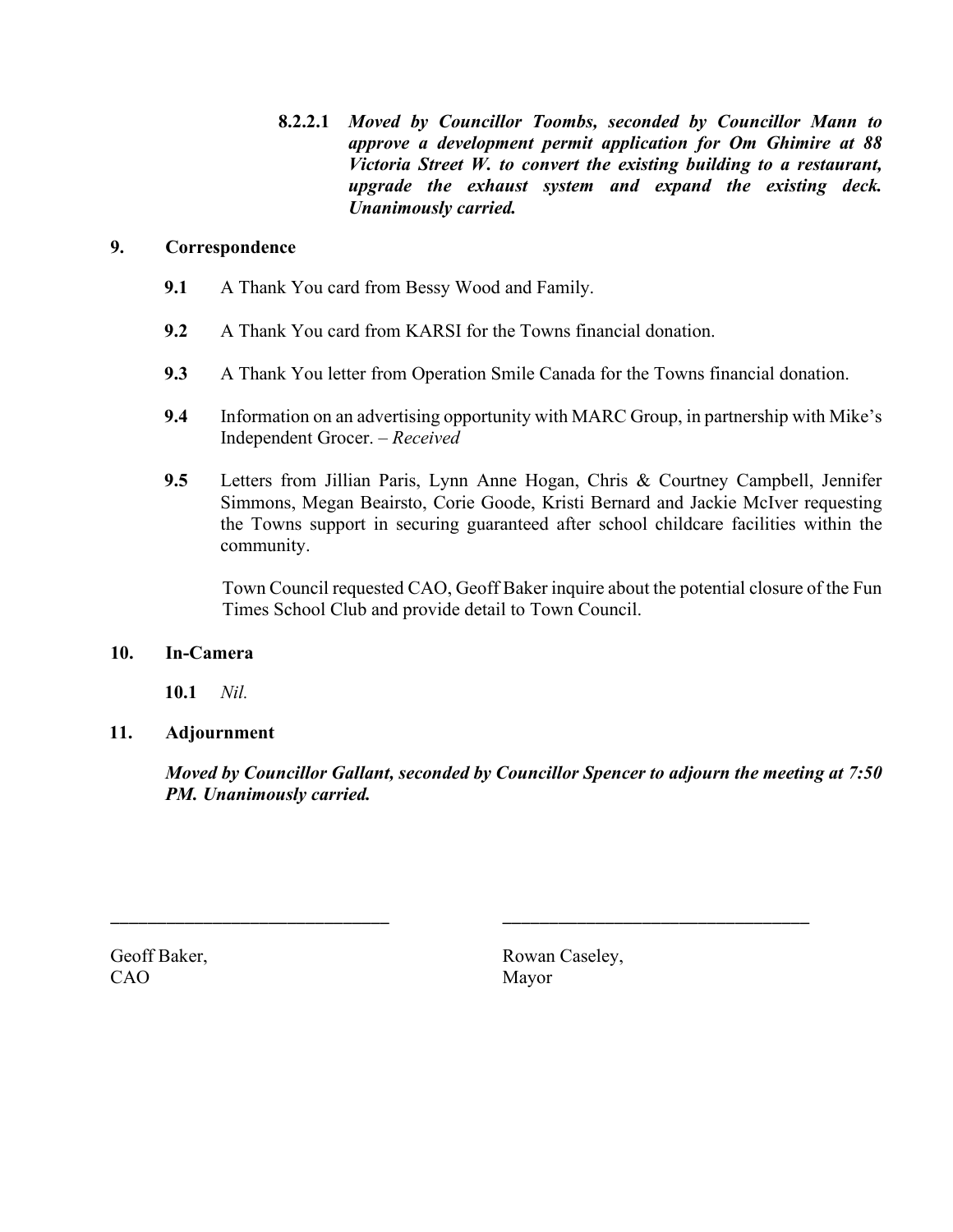**8.2.2.1** ***Moved by Councillor Toombs, seconded by Councillor Mann to approve a development permit application for Om Ghimire at 88 Victoria Street W. to convert the existing building to a restaurant, upgrade the exhaust system and expand the existing deck. Unanimously carried.***

## 9. Correspondence

**9.1** A Thank You card from Bessy Wood and Family.

**9.2** A Thank You card from KARSI for the Towns financial donation.

**9.3** A Thank You letter from Operation Smile Canada for the Towns financial donation.

**9.4** Information on an advertising opportunity with MARC Group, in partnership with Mike's Independent Grocer. – *Received*

**9.5** Letters from Jillian Paris, Lynn Anne Hogan, Chris & Courtney Campbell, Jennifer Simmons, Megan Beairsto, Corie Goode, Kristi Bernard and Jackie McIver requesting the Towns support in securing guaranteed after school childcare facilities within the community.

Town Council requested CAO, Geoff Baker inquire about the potential closure of the Fun Times School Club and provide detail to Town Council.

## 10. In-Camera

**10.1** *Nil.*

## 11. Adjournment

***Moved by Councillor Gallant, seconded by Councillor Spencer to adjourn the meeting at 7:50 PM. Unanimously carried.***

______________________________ ______________________________

Geoff Baker,
CAO

Rowan Caseley,
Mayor